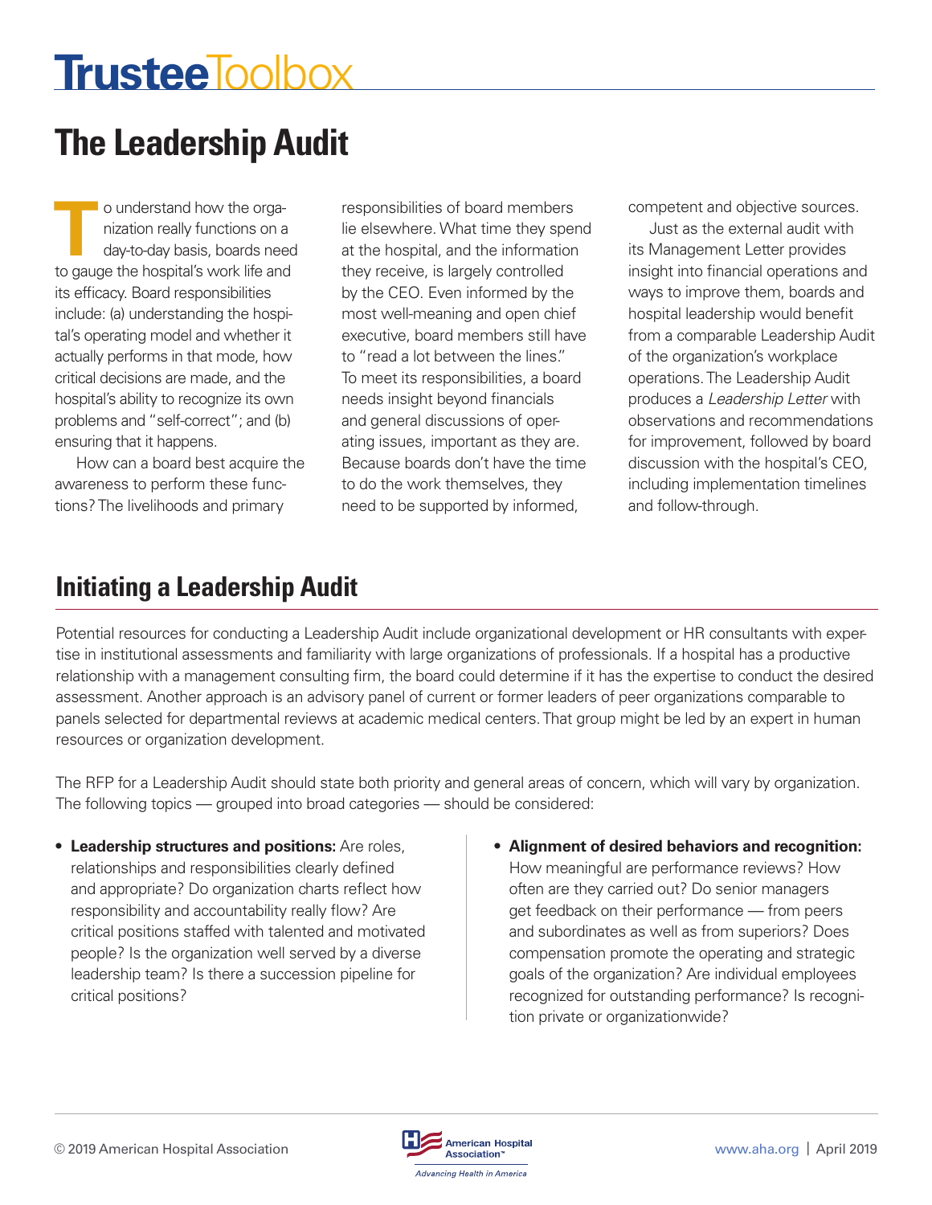# Trustee Toolbox

# The Leadership Audit

To understand how the organization really functions on a day-to-day basis, boards need to gauge the hospital's work life and its efficacy. Board responsibilities include: (a) understanding the hospital's operating model and whether it actually performs in that mode, how critical decisions are made, and the hospital's ability to recognize its own problems and "self-correct"; and (b) ensuring that it happens.

How can a board best acquire the awareness to perform these functions? The livelihoods and primary responsibilities of board members lie elsewhere. What time they spend at the hospital, and the information they receive, is largely controlled by the CEO. Even informed by the most well-meaning and open chief executive, board members still have to "read a lot between the lines." To meet its responsibilities, a board needs insight beyond financials and general discussions of operating issues, important as they are. Because boards don't have the time to do the work themselves, they need to be supported by informed, competent and objective sources.

Just as the external audit with its Management Letter provides insight into financial operations and ways to improve them, boards and hospital leadership would benefit from a comparable Leadership Audit of the organization's workplace operations. The Leadership Audit produces a *Leadership Letter* with observations and recommendations for improvement, followed by board discussion with the hospital's CEO, including implementation timelines and follow-through.

## Initiating a Leadership Audit

Potential resources for conducting a Leadership Audit include organizational development or HR consultants with expertise in institutional assessments and familiarity with large organizations of professionals. If a hospital has a productive relationship with a management consulting firm, the board could determine if it has the expertise to conduct the desired assessment. Another approach is an advisory panel of current or former leaders of peer organizations comparable to panels selected for departmental reviews at academic medical centers. That group might be led by an expert in human resources or organization development.

The RFP for a Leadership Audit should state both priority and general areas of concern, which will vary by organization. The following topics — grouped into broad categories — should be considered:

- **Leadership structures and positions:** Are roles, relationships and responsibilities clearly defined and appropriate? Do organization charts reflect how responsibility and accountability really flow? Are critical positions staffed with talented and motivated people? Is the organization well served by a diverse leadership team? Is there a succession pipeline for critical positions?
- **Alignment of desired behaviors and recognition:** How meaningful are performance reviews? How often are they carried out? Do senior managers get feedback on their performance — from peers and subordinates as well as from superiors? Does compensation promote the operating and strategic goals of the organization? Are individual employees recognized for outstanding performance? Is recognition private or organizationwide?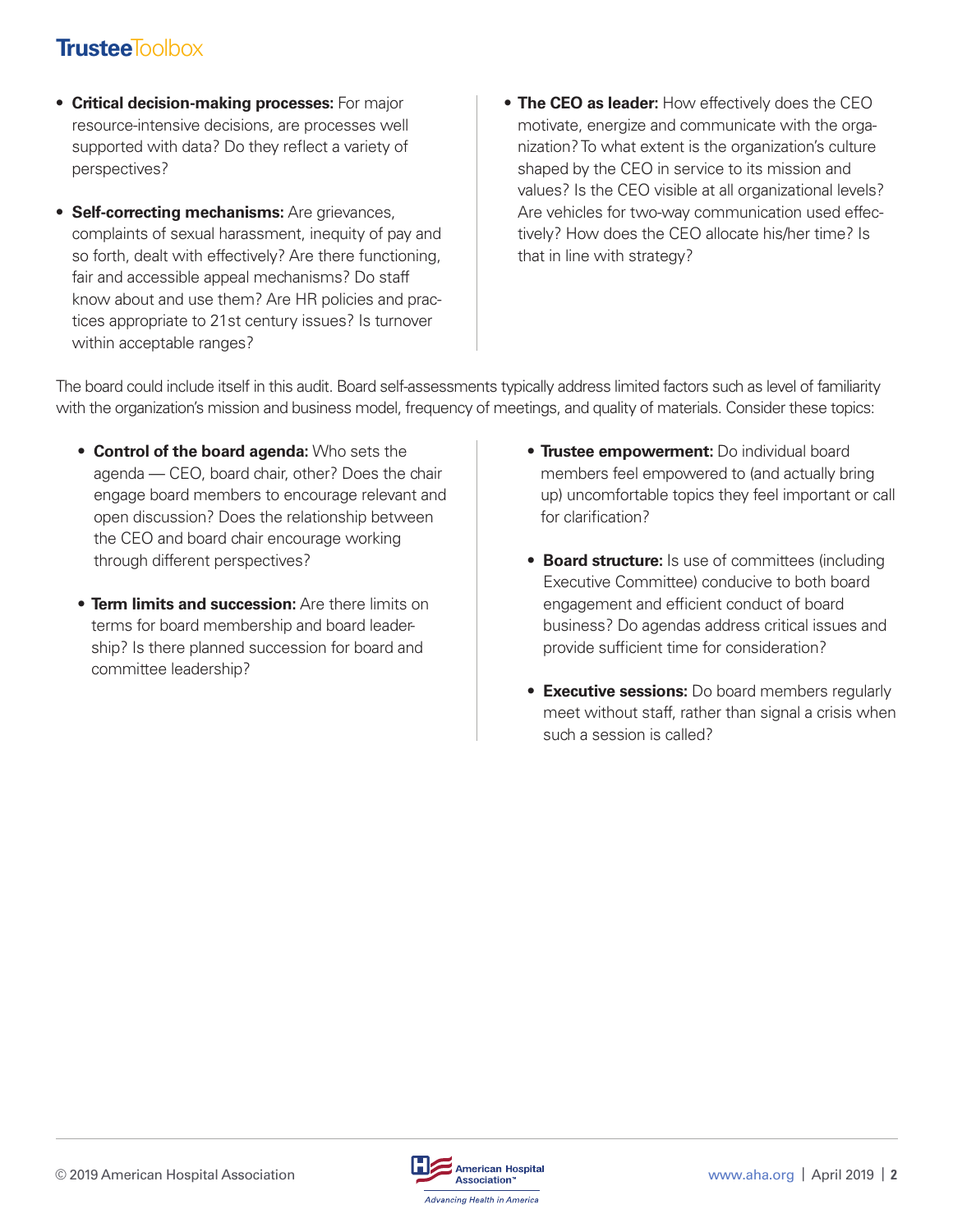- **Critical decision-making processes:** For major resource-intensive decisions, are processes well supported with data? Do they reflect a variety of perspectives?
- **Self-correcting mechanisms:** Are grievances, complaints of sexual harassment, inequity of pay and so forth, dealt with effectively? Are there functioning, fair and accessible appeal mechanisms? Do staff know about and use them? Are HR policies and practices appropriate to 21st century issues? Is turnover within acceptable ranges?
- **The CEO as leader:** How effectively does the CEO motivate, energize and communicate with the organization? To what extent is the organization's culture shaped by the CEO in service to its mission and values? Is the CEO visible at all organizational levels? Are vehicles for two-way communication used effectively? How does the CEO allocate his/her time? Is that in line with strategy?

The board could include itself in this audit. Board self-assessments typically address limited factors such as level of familiarity with the organization's mission and business model, frequency of meetings, and quality of materials. Consider these topics:

- **Control of the board agenda:** Who sets the agenda — CEO, board chair, other? Does the chair engage board members to encourage relevant and open discussion? Does the relationship between the CEO and board chair encourage working through different perspectives?
- **Term limits and succession:** Are there limits on terms for board membership and board leadership? Is there planned succession for board and committee leadership?
- **Trustee empowerment:** Do individual board members feel empowered to (and actually bring up) uncomfortable topics they feel important or call for clarification?
- **Board structure:** Is use of committees (including Executive Committee) conducive to both board engagement and efficient conduct of board business? Do agendas address critical issues and provide sufficient time for consideration?
- **Executive sessions:** Do board members regularly meet without staff, rather than signal a crisis when such a session is called?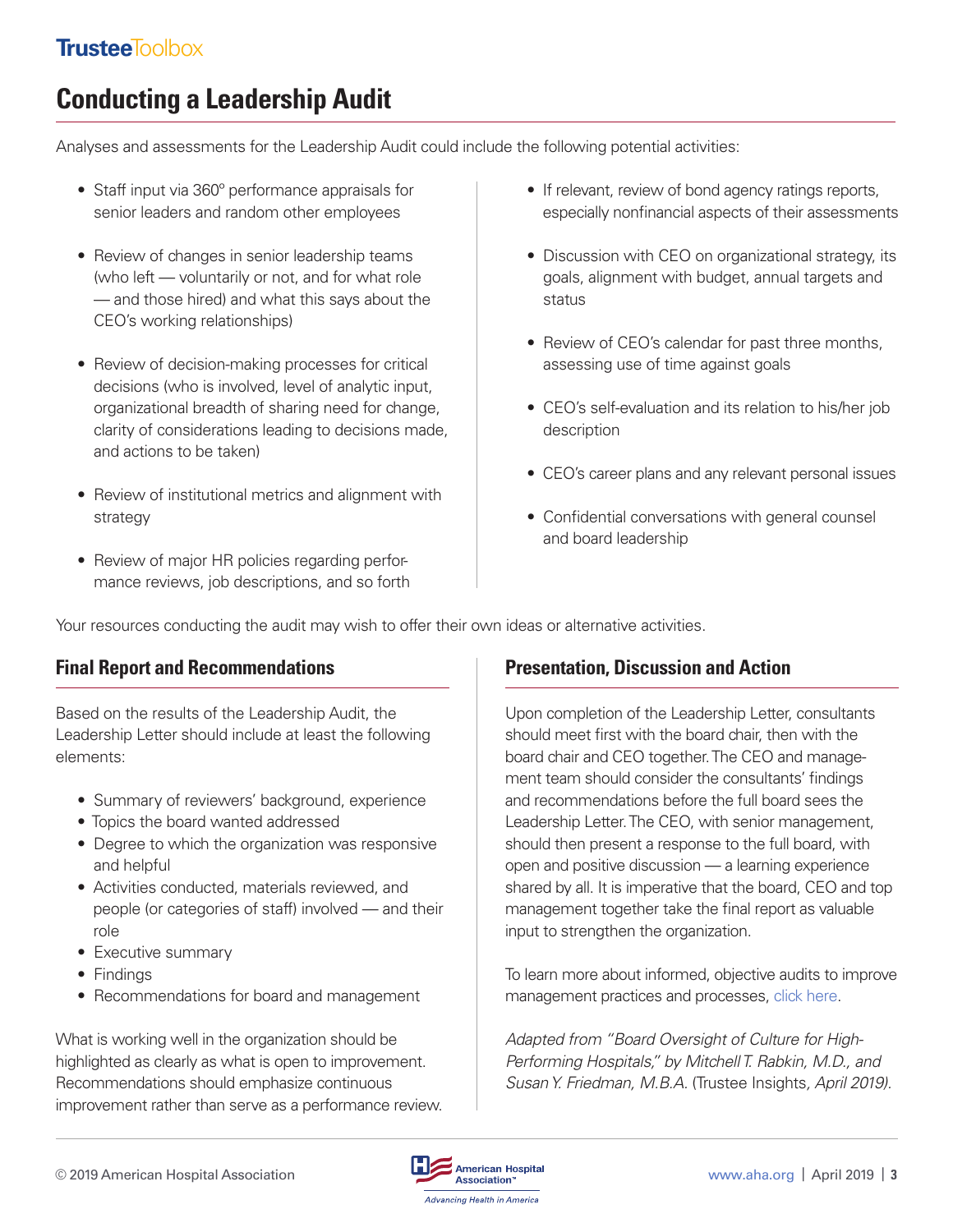# Conducting a Leadership Audit

Analyses and assessments for the Leadership Audit could include the following potential activities:

- Staff input via 360º performance appraisals for senior leaders and random other employees
- Review of changes in senior leadership teams (who left — voluntarily or not, and for what role — and those hired) and what this says about the CEO's working relationships)
- Review of decision-making processes for critical decisions (who is involved, level of analytic input, organizational breadth of sharing need for change, clarity of considerations leading to decisions made, and actions to be taken)
- Review of institutional metrics and alignment with strategy
- Review of major HR policies regarding performance reviews, job descriptions, and so forth
- If relevant, review of bond agency ratings reports, especially nonfinancial aspects of their assessments
- Discussion with CEO on organizational strategy, its goals, alignment with budget, annual targets and status
- Review of CEO's calendar for past three months, assessing use of time against goals
- CEO's self-evaluation and its relation to his/her job description
- CEO's career plans and any relevant personal issues
- Confidential conversations with general counsel and board leadership

Your resources conducting the audit may wish to offer their own ideas or alternative activities.

## Final Report and Recommendations

Based on the results of the Leadership Audit, the Leadership Letter should include at least the following elements:

- Summary of reviewers' background, experience
- Topics the board wanted addressed
- Degree to which the organization was responsive and helpful
- Activities conducted, materials reviewed, and people (or categories of staff) involved — and their role
- Executive summary
- Findings
- Recommendations for board and management

What is working well in the organization should be highlighted as clearly as what is open to improvement. Recommendations should emphasize continuous improvement rather than serve as a performance review.

## Presentation, Discussion and Action

Upon completion of the Leadership Letter, consultants should meet first with the board chair, then with the board chair and CEO together. The CEO and management team should consider the consultants' findings and recommendations before the full board sees the Leadership Letter. The CEO, with senior management, should then present a response to the full board, with open and positive discussion — a learning experience shared by all. It is imperative that the board, CEO and top management together take the final report as valuable input to strengthen the organization.

To learn more about informed, objective audits to improve management practices and processes, click here.

*Adapted from "Board Oversight of Culture for High-Performing Hospitals," by Mitchell T. Rabkin, M.D., and Susan Y. Friedman, M.B.A.* (Trustee Insights*, April 2019).*